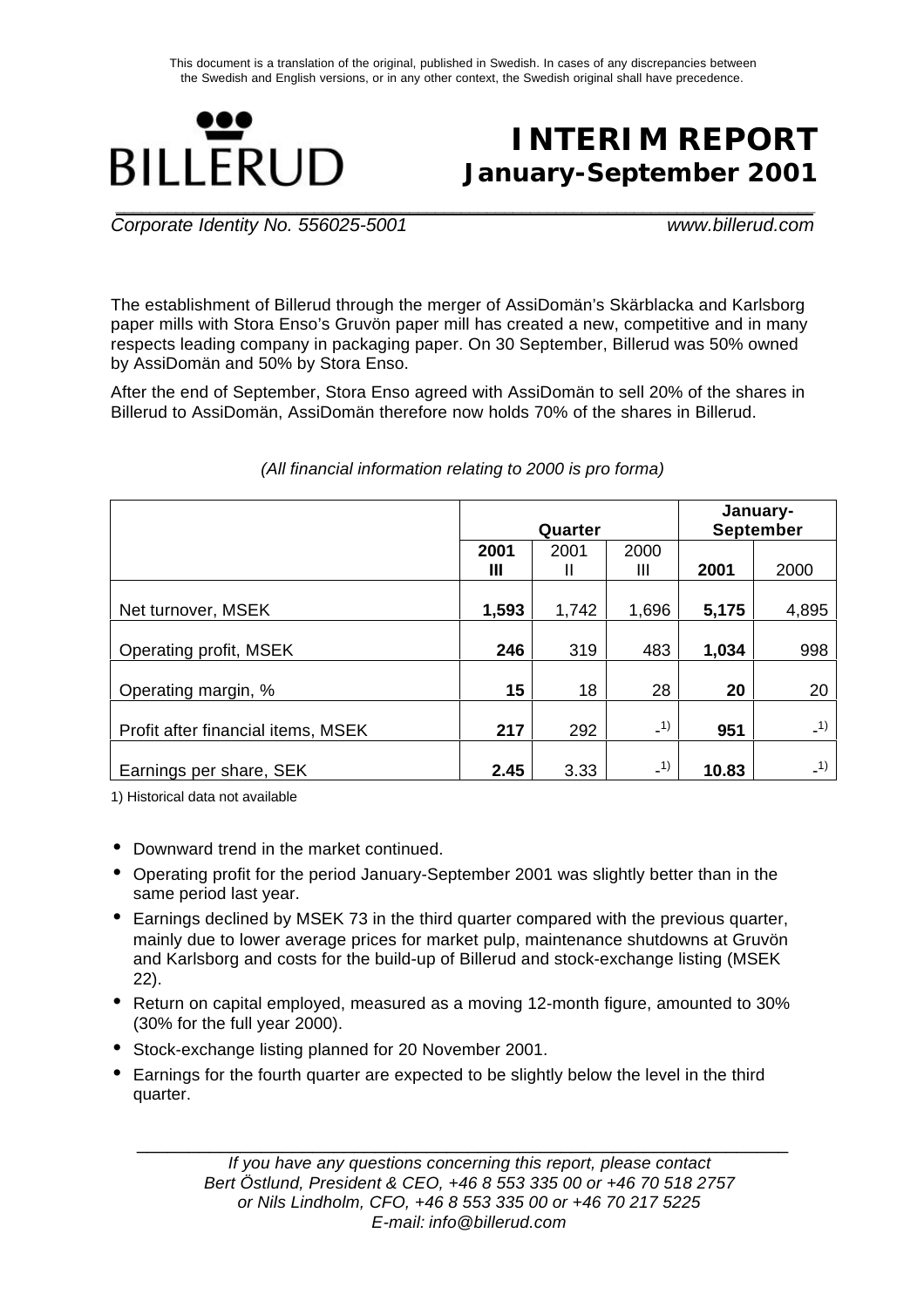This document is a translation of the original, published in Swedish. In cases of any discrepancies between the Swedish and English versions, or in any other context, the Swedish original shall have precedence.

BILLERUD

# INTERIM REPORT
## January-September 2001

*Corporate Identity No. 556025-5001* *www.billerud.com*

The establishment of Billerud through the merger of AssiDomän's Skärblacka and Karlsborg paper mills with Stora Enso's Gruvön paper mill has created a new, competitive and in many respects leading company in packaging paper. On 30 September, Billerud was 50% owned by AssiDomän and 50% by Stora Enso.

After the end of September, Stora Enso agreed with AssiDomän to sell 20% of the shares in Billerud to AssiDomän, AssiDomän therefore now holds 70% of the shares in Billerud.

*(All financial information relating to 2000 is pro forma)*

| | Quarter | | | January-September | |
|---|---|---|---|---|---|
| | **2001 III** | 2001 II | 2000 III | **2001** | 2000 |
| Net turnover, MSEK | **1,593** | 1,742 | 1,696 | **5,175** | 4,895 |
| Operating profit, MSEK | **246** | 319 | 483 | **1,034** | 998 |
| Operating margin, % | **15** | 18 | 28 | **20** | 20 |
| Profit after financial items, MSEK | **217** | 292 | -[1)] | **951** | -[1)] |
| Earnings per share, SEK | **2.45** | 3.33 | -[1)] | **10.83** | -[1)] |

1) Historical data not available

- Downward trend in the market continued.
- Operating profit for the period January-September 2001 was slightly better than in the same period last year.
- Earnings declined by MSEK 73 in the third quarter compared with the previous quarter, mainly due to lower average prices for market pulp, maintenance shutdowns at Gruvön and Karlsborg and costs for the build-up of Billerud and stock-exchange listing (MSEK 22).
- Return on capital employed, measured as a moving 12-month figure, amounted to 30% (30% for the full year 2000).
- Stock-exchange listing planned for 20 November 2001.
- Earnings for the fourth quarter are expected to be slightly below the level in the third quarter.

*If you have any questions concerning this report, please contact*
*Bert Östlund, President & CEO, +46 8 553 335 00 or +46 70 518 2757*
*or Nils Lindholm, CFO, +46 8 553 335 00 or +46 70 217 5225*
*E-mail: info@billerud.com*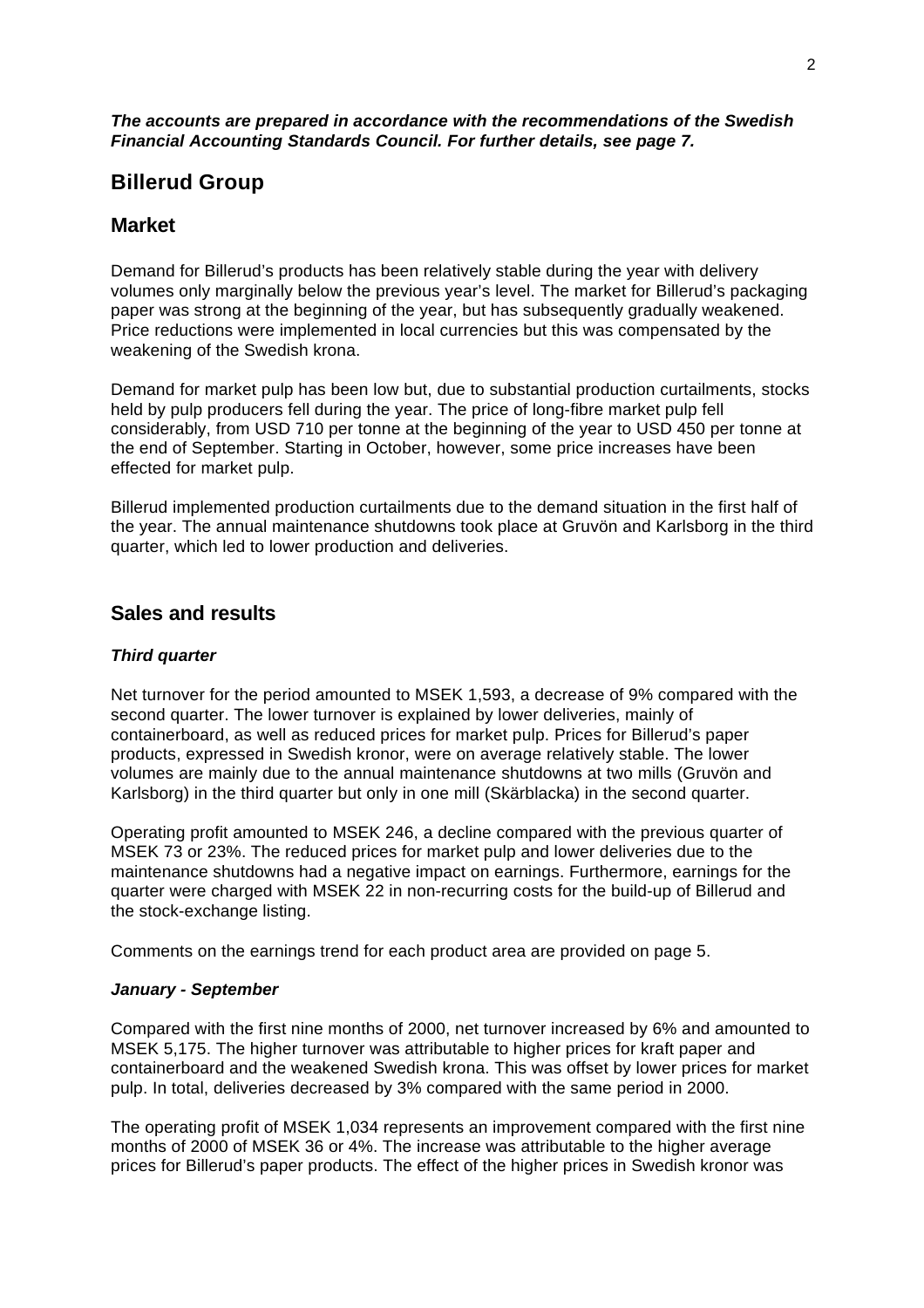***The accounts are prepared in accordance with the recommendations of the Swedish Financial Accounting Standards Council. For further details, see page 7.***

# Billerud Group

## Market

Demand for Billerud's products has been relatively stable during the year with delivery volumes only marginally below the previous year's level. The market for Billerud's packaging paper was strong at the beginning of the year, but has subsequently gradually weakened. Price reductions were implemented in local currencies but this was compensated by the weakening of the Swedish krona.

Demand for market pulp has been low but, due to substantial production curtailments, stocks held by pulp producers fell during the year. The price of long-fibre market pulp fell considerably, from USD 710 per tonne at the beginning of the year to USD 450 per tonne at the end of September. Starting in October, however, some price increases have been effected for market pulp.

Billerud implemented production curtailments due to the demand situation in the first half of the year. The annual maintenance shutdowns took place at Gruvön and Karlsborg in the third quarter, which led to lower production and deliveries.

## Sales and results

### *Third quarter*

Net turnover for the period amounted to MSEK 1,593, a decrease of 9% compared with the second quarter. The lower turnover is explained by lower deliveries, mainly of containerboard, as well as reduced prices for market pulp. Prices for Billerud's paper products, expressed in Swedish kronor, were on average relatively stable. The lower volumes are mainly due to the annual maintenance shutdowns at two mills (Gruvön and Karlsborg) in the third quarter but only in one mill (Skärblacka) in the second quarter.

Operating profit amounted to MSEK 246, a decline compared with the previous quarter of MSEK 73 or 23%. The reduced prices for market pulp and lower deliveries due to the maintenance shutdowns had a negative impact on earnings. Furthermore, earnings for the quarter were charged with MSEK 22 in non-recurring costs for the build-up of Billerud and the stock-exchange listing.

Comments on the earnings trend for each product area are provided on page 5.

### *January - September*

Compared with the first nine months of 2000, net turnover increased by 6% and amounted to MSEK 5,175. The higher turnover was attributable to higher prices for kraft paper and containerboard and the weakened Swedish krona. This was offset by lower prices for market pulp. In total, deliveries decreased by 3% compared with the same period in 2000.

The operating profit of MSEK 1,034 represents an improvement compared with the first nine months of 2000 of MSEK 36 or 4%. The increase was attributable to the higher average prices for Billerud's paper products. The effect of the higher prices in Swedish kronor was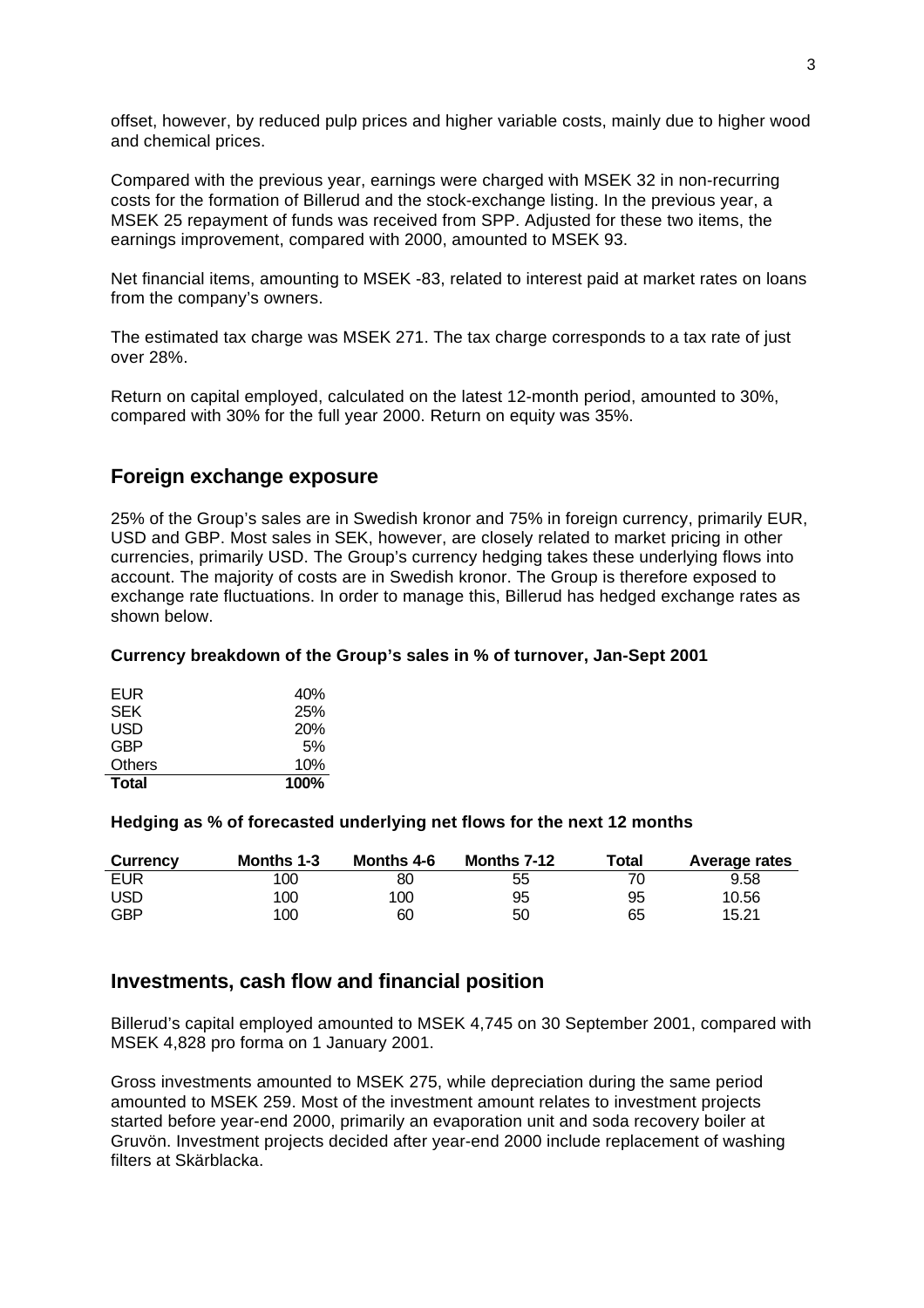offset, however, by reduced pulp prices and higher variable costs, mainly due to higher wood and chemical prices.

Compared with the previous year, earnings were charged with MSEK 32 in non-recurring costs for the formation of Billerud and the stock-exchange listing. In the previous year, a MSEK 25 repayment of funds was received from SPP. Adjusted for these two items, the earnings improvement, compared with 2000, amounted to MSEK 93.

Net financial items, amounting to MSEK -83, related to interest paid at market rates on loans from the company's owners.

The estimated tax charge was MSEK 271. The tax charge corresponds to a tax rate of just over 28%.

Return on capital employed, calculated on the latest 12-month period, amounted to 30%, compared with 30% for the full year 2000. Return on equity was 35%.

## Foreign exchange exposure

25% of the Group's sales are in Swedish kronor and 75% in foreign currency, primarily EUR, USD and GBP. Most sales in SEK, however, are closely related to market pricing in other currencies, primarily USD. The Group's currency hedging takes these underlying flows into account. The majority of costs are in Swedish kronor. The Group is therefore exposed to exchange rate fluctuations. In order to manage this, Billerud has hedged exchange rates as shown below.

**Currency breakdown of the Group's sales in % of turnover, Jan-Sept 2001**

| | |
|---|---|
| EUR | 40% |
| SEK | 25% |
| USD | 20% |
| GBP | 5% |
| Others | 10% |
| **Total** | **100%** |

**Hedging as % of forecasted underlying net flows for the next 12 months**

| Currency | Months 1-3 | Months 4-6 | Months 7-12 | Total | Average rates |
|---|---|---|---|---|---|
| EUR | 100 | 80 | 55 | 70 | 9.58 |
| USD | 100 | 100 | 95 | 95 | 10.56 |
| GBP | 100 | 60 | 50 | 65 | 15.21 |

## Investments, cash flow and financial position

Billerud's capital employed amounted to MSEK 4,745 on 30 September 2001, compared with MSEK 4,828 pro forma on 1 January 2001.

Gross investments amounted to MSEK 275, while depreciation during the same period amounted to MSEK 259. Most of the investment amount relates to investment projects started before year-end 2000, primarily an evaporation unit and soda recovery boiler at Gruvön. Investment projects decided after year-end 2000 include replacement of washing filters at Skärblacka.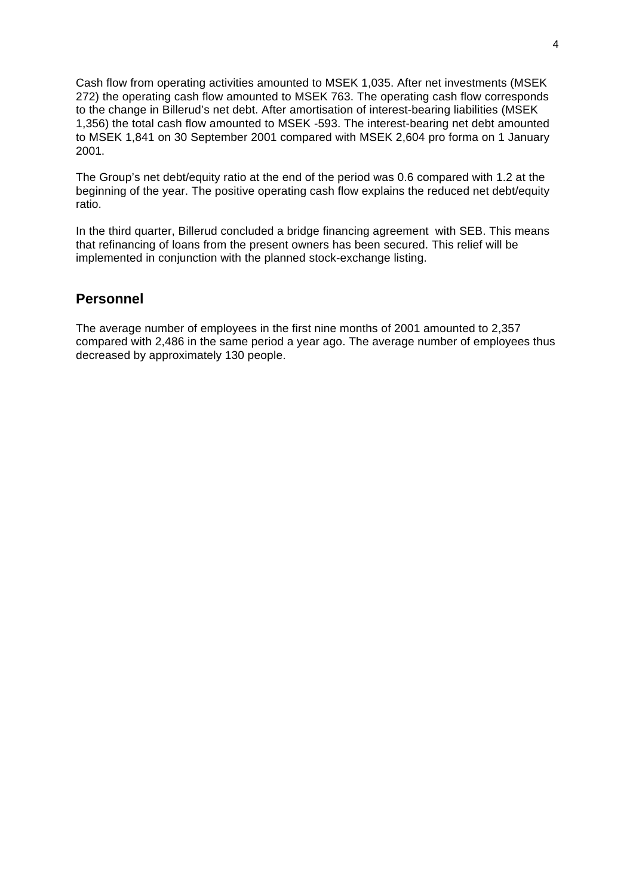Cash flow from operating activities amounted to MSEK 1,035. After net investments (MSEK 272) the operating cash flow amounted to MSEK 763. The operating cash flow corresponds to the change in Billerud's net debt. After amortisation of interest-bearing liabilities (MSEK 1,356) the total cash flow amounted to MSEK -593. The interest-bearing net debt amounted to MSEK 1,841 on 30 September 2001 compared with MSEK 2,604 pro forma on 1 January 2001.

The Group's net debt/equity ratio at the end of the period was 0.6 compared with 1.2 at the beginning of the year. The positive operating cash flow explains the reduced net debt/equity ratio.

In the third quarter, Billerud concluded a bridge financing agreement with SEB. This means that refinancing of loans from the present owners has been secured. This relief will be implemented in conjunction with the planned stock-exchange listing.

## Personnel

The average number of employees in the first nine months of 2001 amounted to 2,357 compared with 2,486 in the same period a year ago. The average number of employees thus decreased by approximately 130 people.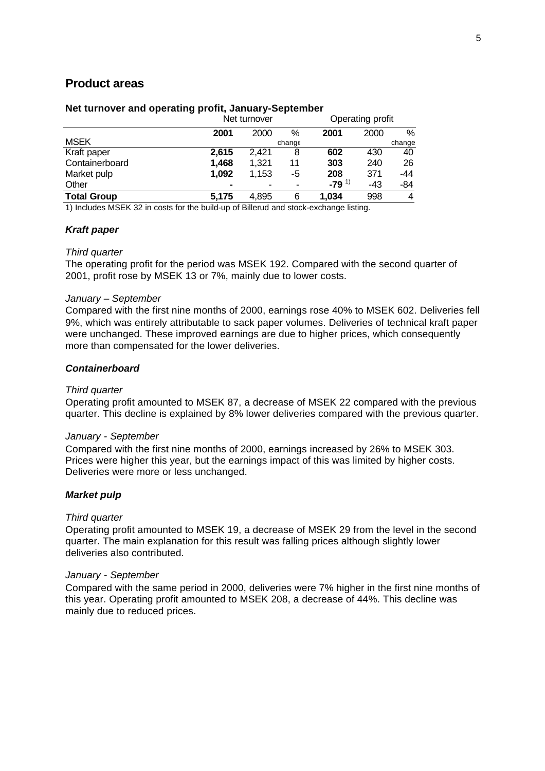## Product areas

### Net turnover and operating profit, January-September

| MSEK | Net turnover | | | Operating profit | | |
|---|---|---|---|---|---|---|
| | **2001** | 2000 | % change | **2001** | 2000 | % change |
| Kraft paper | **2,615** | 2,421 | 8 | **602** | 430 | 40 |
| Containerboard | **1,468** | 1,321 | 11 | **303** | 240 | 26 |
| Market pulp | **1,092** | 1,153 | -5 | **208** | 371 | -44 |
| Other | **-** | - | - | **-79** [1)] | -43 | -84 |
| **Total Group** | **5,175** | 4,895 | 6 | **1,034** | 998 | 4 |

1) Includes MSEK 32 in costs for the build-up of Billerud and stock-exchange listing.

### *Kraft paper*

*Third quarter*

The operating profit for the period was MSEK 192. Compared with the second quarter of 2001, profit rose by MSEK 13 or 7%, mainly due to lower costs.

*January – September*

Compared with the first nine months of 2000, earnings rose 40% to MSEK 602. Deliveries fell 9%, which was entirely attributable to sack paper volumes. Deliveries of technical kraft paper were unchanged. These improved earnings are due to higher prices, which consequently more than compensated for the lower deliveries.

### *Containerboard*

*Third quarter*

Operating profit amounted to MSEK 87, a decrease of MSEK 22 compared with the previous quarter. This decline is explained by 8% lower deliveries compared with the previous quarter.

*January - September*

Compared with the first nine months of 2000, earnings increased by 26% to MSEK 303. Prices were higher this year, but the earnings impact of this was limited by higher costs. Deliveries were more or less unchanged.

### *Market pulp*

*Third quarter*

Operating profit amounted to MSEK 19, a decrease of MSEK 29 from the level in the second quarter. The main explanation for this result was falling prices although slightly lower deliveries also contributed.

*January - September*

Compared with the same period in 2000, deliveries were 7% higher in the first nine months of this year. Operating profit amounted to MSEK 208, a decrease of 44%. This decline was mainly due to reduced prices.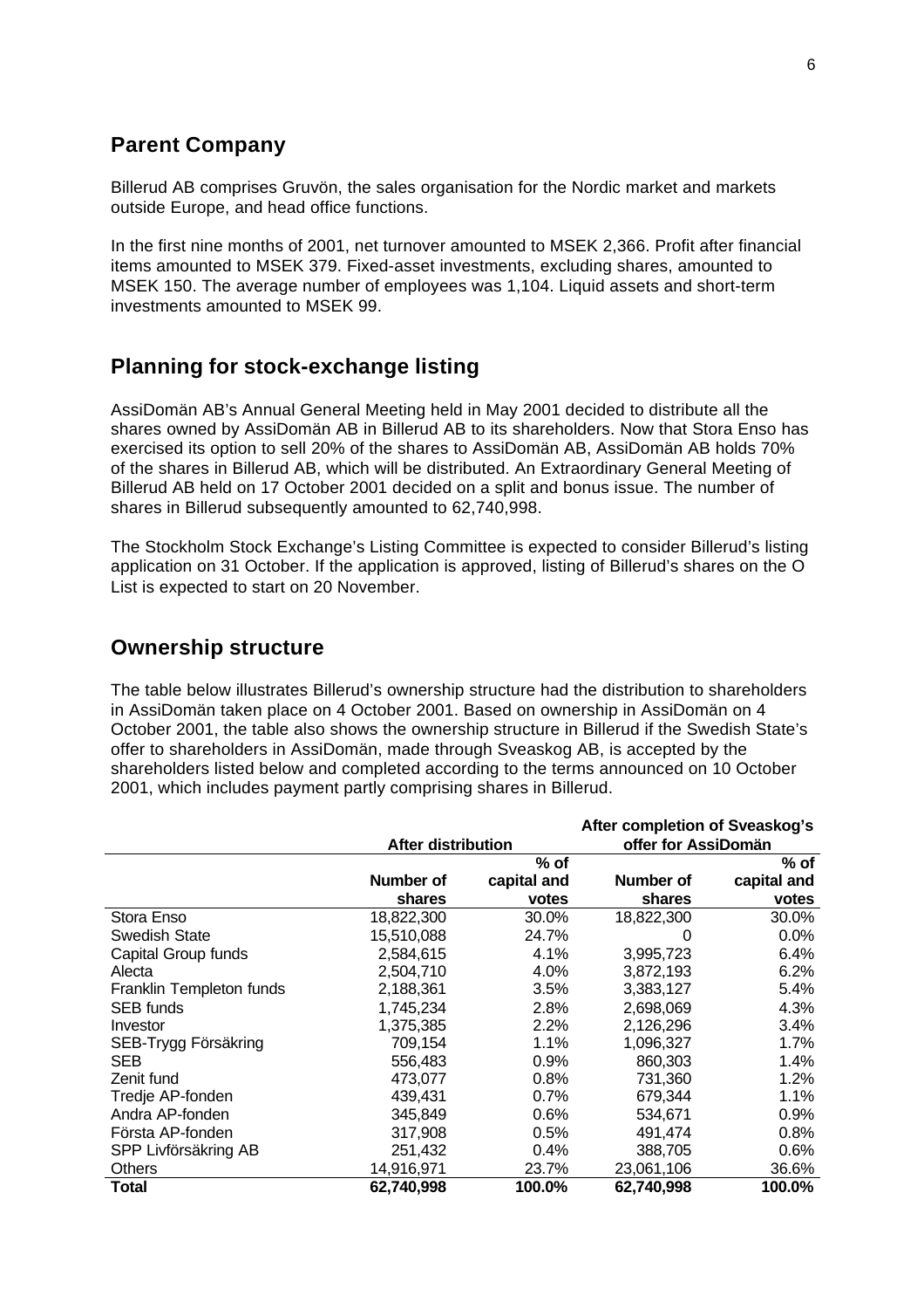## Parent Company

Billerud AB comprises Gruvön, the sales organisation for the Nordic market and markets outside Europe, and head office functions.

In the first nine months of 2001, net turnover amounted to MSEK 2,366. Profit after financial items amounted to MSEK 379. Fixed-asset investments, excluding shares, amounted to MSEK 150. The average number of employees was 1,104. Liquid assets and short-term investments amounted to MSEK 99.

## Planning for stock-exchange listing

AssiDomän AB's Annual General Meeting held in May 2001 decided to distribute all the shares owned by AssiDomän AB in Billerud AB to its shareholders. Now that Stora Enso has exercised its option to sell 20% of the shares to AssiDomän AB, AssiDomän AB holds 70% of the shares in Billerud AB, which will be distributed. An Extraordinary General Meeting of Billerud AB held on 17 October 2001 decided on a split and bonus issue. The number of shares in Billerud subsequently amounted to 62,740,998.

The Stockholm Stock Exchange's Listing Committee is expected to consider Billerud's listing application on 31 October. If the application is approved, listing of Billerud's shares on the O List is expected to start on 20 November.

## Ownership structure

The table below illustrates Billerud's ownership structure had the distribution to shareholders in AssiDomän taken place on 4 October 2001. Based on ownership in AssiDomän on 4 October 2001, the table also shows the ownership structure in Billerud if the Swedish State's offer to shareholders in AssiDomän, made through Sveaskog AB, is accepted by the shareholders listed below and completed according to the terms announced on 10 October 2001, which includes payment partly comprising shares in Billerud.

| | After distribution | | After completion of Sveaskog's offer for AssiDomän | |
|---|---|---|---|---|
| | Number of shares | % of capital and votes | Number of shares | % of capital and votes |
| Stora Enso | 18,822,300 | 30.0% | 18,822,300 | 30.0% |
| Swedish State | 15,510,088 | 24.7% | 0 | 0.0% |
| Capital Group funds | 2,584,615 | 4.1% | 3,995,723 | 6.4% |
| Alecta | 2,504,710 | 4.0% | 3,872,193 | 6.2% |
| Franklin Templeton funds | 2,188,361 | 3.5% | 3,383,127 | 5.4% |
| SEB funds | 1,745,234 | 2.8% | 2,698,069 | 4.3% |
| Investor | 1,375,385 | 2.2% | 2,126,296 | 3.4% |
| SEB-Trygg Försäkring | 709,154 | 1.1% | 1,096,327 | 1.7% |
| SEB | 556,483 | 0.9% | 860,303 | 1.4% |
| Zenit fund | 473,077 | 0.8% | 731,360 | 1.2% |
| Tredje AP-fonden | 439,431 | 0.7% | 679,344 | 1.1% |
| Andra AP-fonden | 345,849 | 0.6% | 534,671 | 0.9% |
| Första AP-fonden | 317,908 | 0.5% | 491,474 | 0.8% |
| SPP Livförsäkring AB | 251,432 | 0.4% | 388,705 | 0.6% |
| Others | 14,916,971 | 23.7% | 23,061,106 | 36.6% |
| **Total** | **62,740,998** | **100.0%** | **62,740,998** | **100.0%** |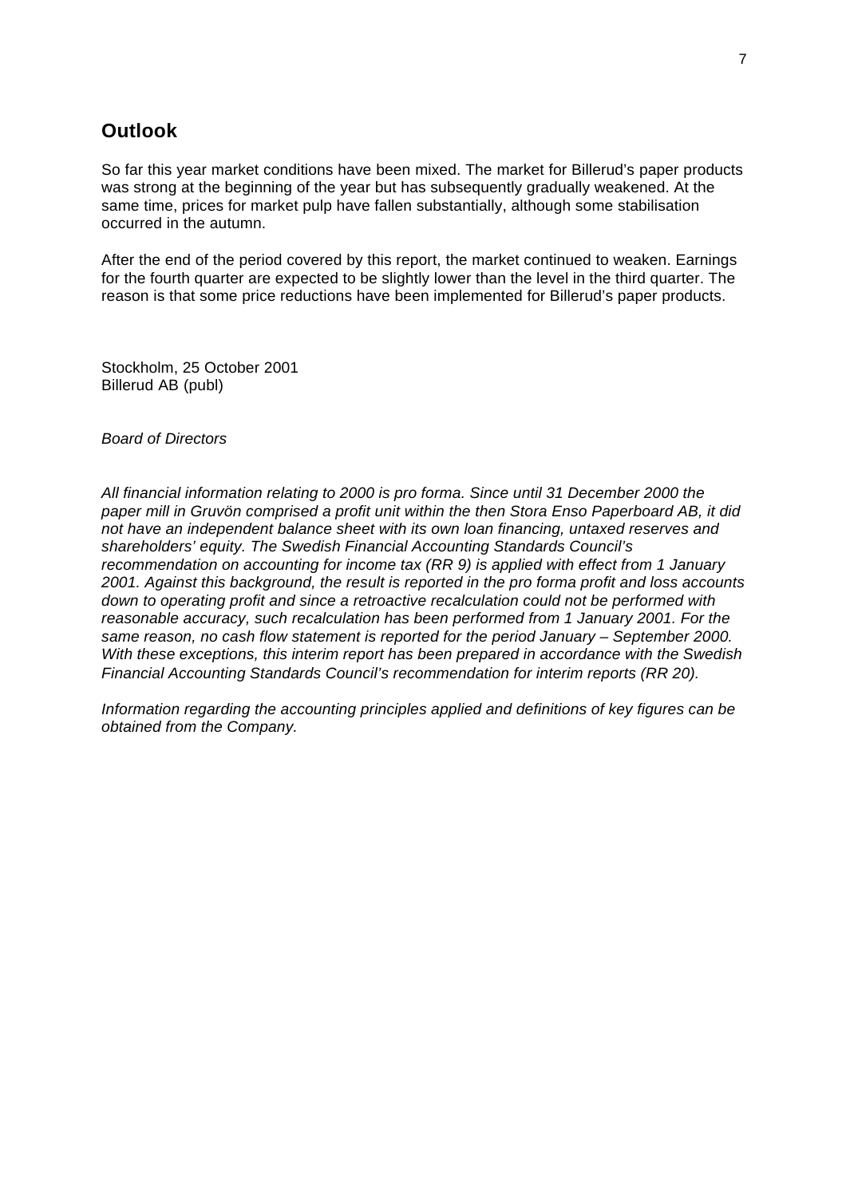## Outlook

So far this year market conditions have been mixed. The market for Billerud's paper products was strong at the beginning of the year but has subsequently gradually weakened. At the same time, prices for market pulp have fallen substantially, although some stabilisation occurred in the autumn.

After the end of the period covered by this report, the market continued to weaken. Earnings for the fourth quarter are expected to be slightly lower than the level in the third quarter. The reason is that some price reductions have been implemented for Billerud's paper products.

Stockholm, 25 October 2001
Billerud AB (publ)

*Board of Directors*

*All financial information relating to 2000 is pro forma. Since until 31 December 2000 the paper mill in Gruvön comprised a profit unit within the then Stora Enso Paperboard AB, it did not have an independent balance sheet with its own loan financing, untaxed reserves and shareholders' equity. The Swedish Financial Accounting Standards Council's recommendation on accounting for income tax (RR 9) is applied with effect from 1 January 2001. Against this background, the result is reported in the pro forma profit and loss accounts down to operating profit and since a retroactive recalculation could not be performed with reasonable accuracy, such recalculation has been performed from 1 January 2001. For the same reason, no cash flow statement is reported for the period January – September 2000. With these exceptions, this interim report has been prepared in accordance with the Swedish Financial Accounting Standards Council's recommendation for interim reports (RR 20).*

*Information regarding the accounting principles applied and definitions of key figures can be obtained from the Company.*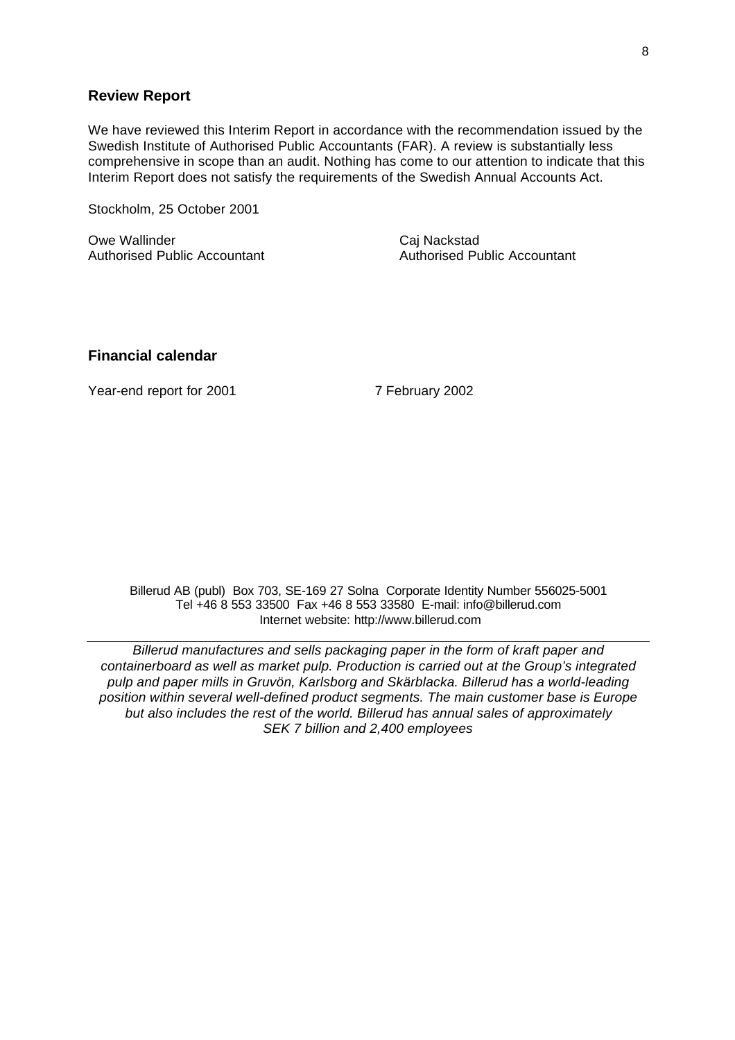## Review Report

We have reviewed this Interim Report in accordance with the recommendation issued by the Swedish Institute of Authorised Public Accountants (FAR). A review is substantially less comprehensive in scope than an audit. Nothing has come to our attention to indicate that this Interim Report does not satisfy the requirements of the Swedish Annual Accounts Act.

Stockholm, 25 October 2001

| Owe Wallinder | Caj Nackstad |
|---|---|
| Authorised Public Accountant | Authorised Public Accountant |

## Financial calendar

Year-end report for 2001 7 February 2002

Billerud AB (publ) Box 703, SE-169 27 Solna Corporate Identity Number 556025-5001
Tel +46 8 553 33500 Fax +46 8 553 33580 E-mail: info@billerud.com
Internet website: http://www.billerud.com

---

*Billerud manufactures and sells packaging paper in the form of kraft paper and containerboard as well as market pulp. Production is carried out at the Group's integrated pulp and paper mills in Gruvön, Karlsborg and Skärblacka. Billerud has a world-leading position within several well-defined product segments. The main customer base is Europe but also includes the rest of the world. Billerud has annual sales of approximately SEK 7 billion and 2,400 employees*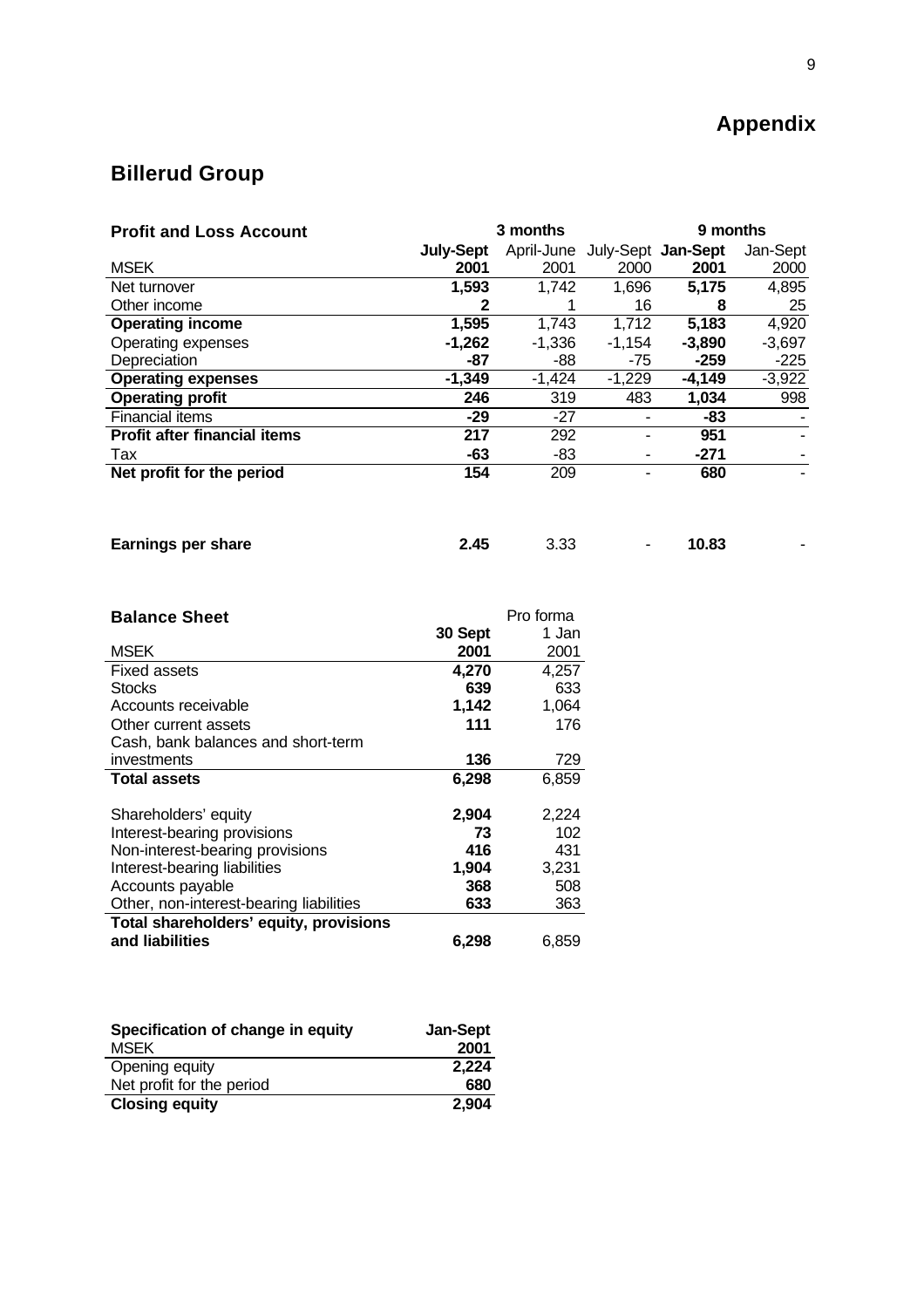# Appendix

## Billerud Group

| Profit and Loss Account | 3 months | | | 9 months | |
|---|---|---|---|---|---|
| MSEK | **July-Sept 2001** | April-June 2001 | July-Sept 2000 | **Jan-Sept 2001** | Jan-Sept 2000 |
| Net turnover | **1,593** | 1,742 | 1,696 | **5,175** | 4,895 |
| Other income | **2** | 1 | 16 | **8** | 25 |
| **Operating income** | **1,595** | 1,743 | 1,712 | **5,183** | 4,920 |
| Operating expenses | **-1,262** | -1,336 | -1,154 | **-3,890** | -3,697 |
| Depreciation | **-87** | -88 | -75 | **-259** | -225 |
| **Operating expenses** | **-1,349** | -1,424 | -1,229 | **-4,149** | -3,922 |
| **Operating profit** | **246** | 319 | 483 | **1,034** | 998 |
| Financial items | **-29** | -27 | - | **-83** | - |
| **Profit after financial items** | **217** | 292 | - | **951** | - |
| Tax | **-63** | -83 | - | **-271** | - |
| **Net profit for the period** | **154** | 209 | - | **680** | - |
| | | | | | |
| **Earnings per share** | **2.45** | 3.33 | - | **10.83** | - |

| Balance Sheet | | Pro forma |
|---|---|---|
| MSEK | **30 Sept 2001** | 1 Jan 2001 |
| Fixed assets | **4,270** | 4,257 |
| Stocks | **639** | 633 |
| Accounts receivable | **1,142** | 1,064 |
| Other current assets | **111** | 176 |
| Cash, bank balances and short-term investments | **136** | 729 |
| **Total assets** | **6,298** | 6,859 |
| | | |
| Shareholders' equity | **2,904** | 2,224 |
| Interest-bearing provisions | **73** | 102 |
| Non-interest-bearing provisions | **416** | 431 |
| Interest-bearing liabilities | **1,904** | 3,231 |
| Accounts payable | **368** | 508 |
| Other, non-interest-bearing liabilities | **633** | 363 |
| **Total shareholders' equity, provisions and liabilities** | **6,298** | 6,859 |

| Specification of change in equity | Jan-Sept |
|---|---|
| MSEK | **2001** |
| Opening equity | **2,224** |
| Net profit for the period | **680** |
| **Closing equity** | **2,904** |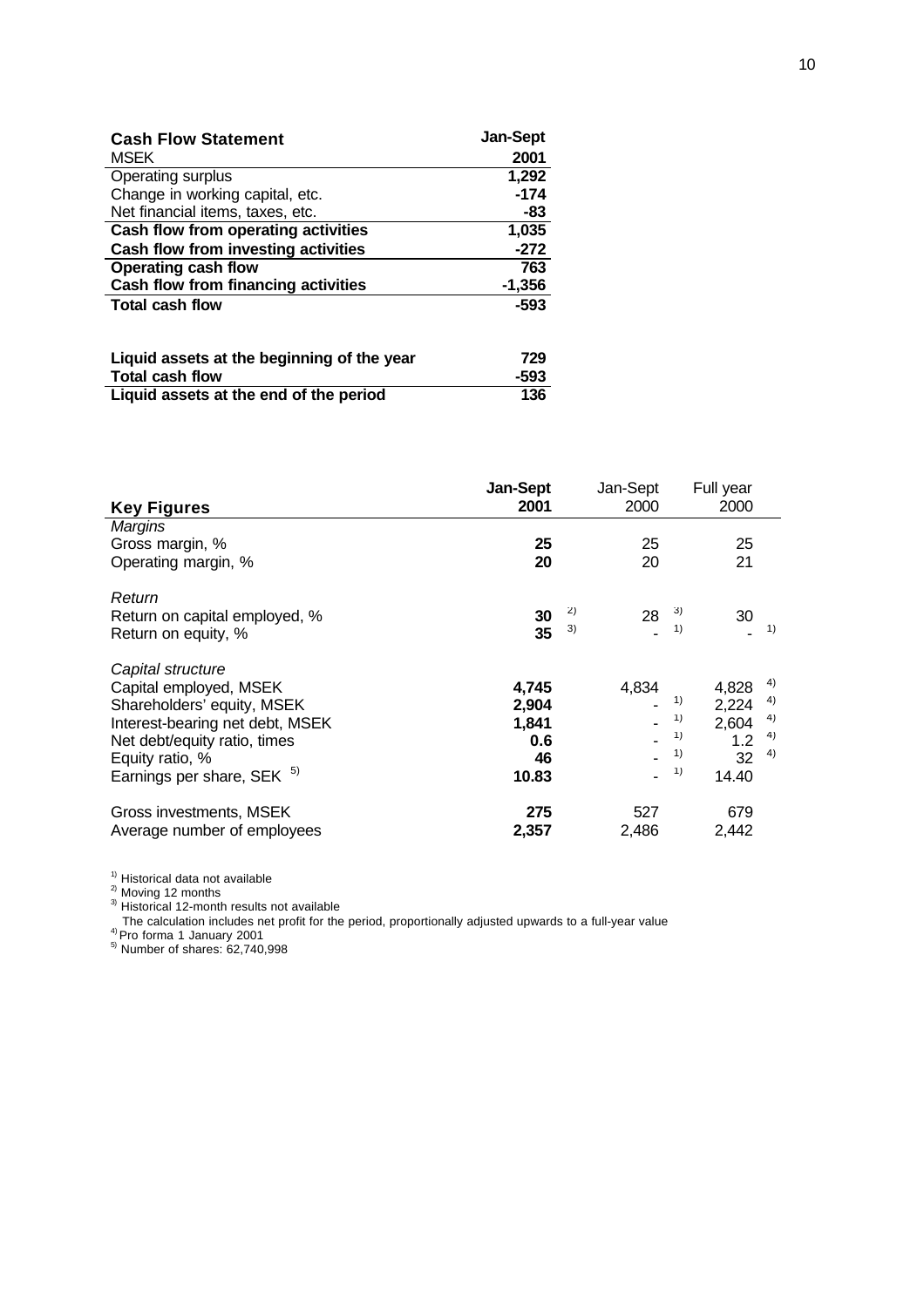| **Cash Flow Statement** | **Jan-Sept** |
|---|---|
| MSEK | **2001** |
| Operating surplus | **1,292** |
| Change in working capital, etc. | **-174** |
| Net financial items, taxes, etc. | **-83** |
| **Cash flow from operating activities** | **1,035** |
| **Cash flow from investing activities** | **-272** |
| **Operating cash flow** | **763** |
| **Cash flow from financing activities** | **-1,356** |
| **Total cash flow** | **-593** |
| | |
| **Liquid assets at the beginning of the year** | **729** |
| **Total cash flow** | **-593** |
| **Liquid assets at the end of the period** | **136** |

| **Key Figures** | **Jan-Sept 2001** | Jan-Sept 2000 | Full year 2000 |
|---|---|---|---|
| *Margins* | | | |
| Gross margin, % | **25** | 25 | 25 |
| Operating margin, % | **20** | 20 | 21 |
| | | | |
| *Return* | | | |
| Return on capital employed, % | **30** [2] | 28 [3] | 30 |
| Return on equity, % | **35** [3] | - [1] | - [1] |
| | | | |
| *Capital structure* | | | |
| Capital employed, MSEK | **4,745** | 4,834 | 4,828 [4] |
| Shareholders' equity, MSEK | **2,904** | - [1] | 2,224 [4] |
| Interest-bearing net debt, MSEK | **1,841** | - [1] | 2,604 [4] |
| Net debt/equity ratio, times | **0.6** | - [1] | 1.2 [4] |
| Equity ratio, % | **46** | - [1] | 32 [4] |
| Earnings per share, SEK [5] | **10.83** | - [1] | 14.40 |
| | | | |
| Gross investments, MSEK | **275** | 527 | 679 |
| Average number of employees | **2,357** | 2,486 | 2,442 |

[1] Historical data not available
[2] Moving 12 months
[3] Historical 12-month results not available
The calculation includes net profit for the period, proportionally adjusted upwards to a full-year value
[4] Pro forma 1 January 2001
[5] Number of shares: 62,740,998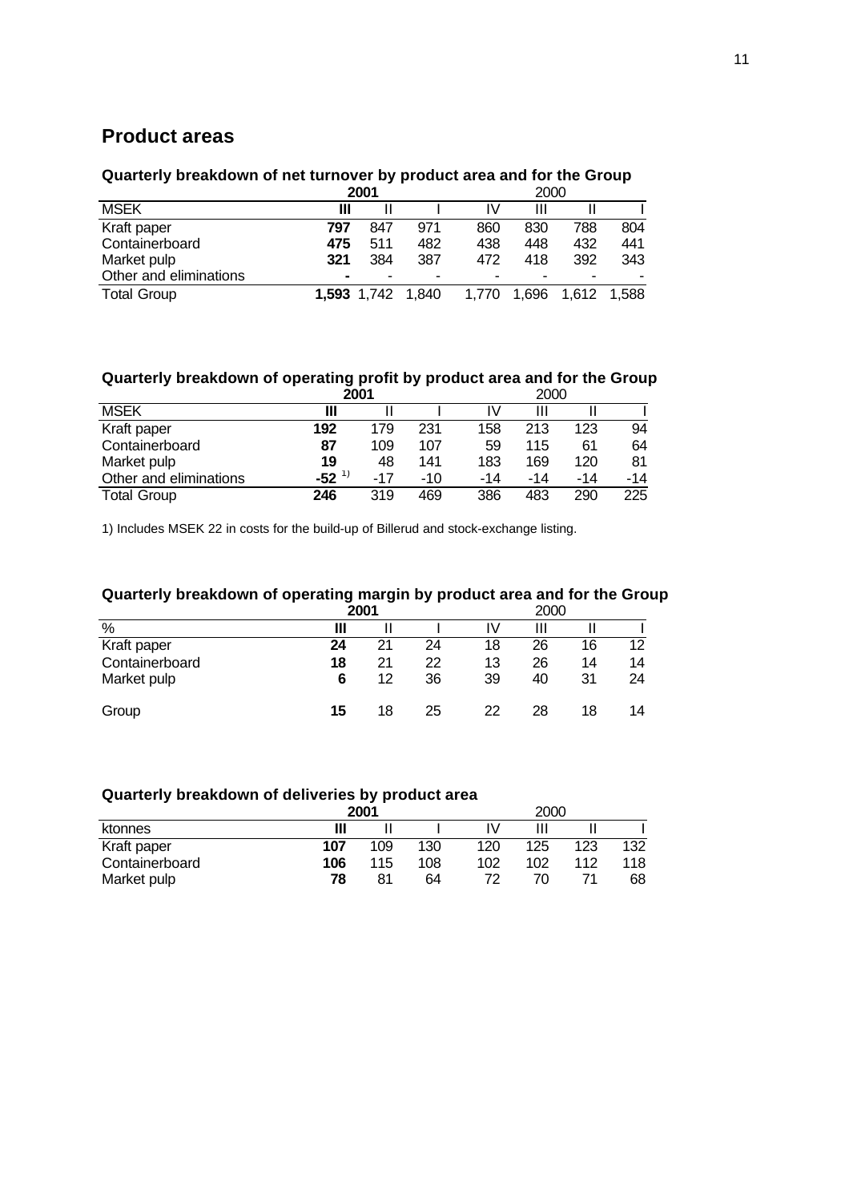## Product areas

### Quarterly breakdown of net turnover by product area and for the Group

| | 2001 | | | 2000 | | | |
|---|---|---|---|---|---|---|---|
| MSEK | **III** | II | I | IV | III | II | I |
| Kraft paper | **797** | 847 | 971 | 860 | 830 | 788 | 804 |
| Containerboard | **475** | 511 | 482 | 438 | 448 | 432 | 441 |
| Market pulp | **321** | 384 | 387 | 472 | 418 | 392 | 343 |
| Other and eliminations | **-** | - | - | - | - | - | - |
| Total Group | **1,593** | 1,742 | 1,840 | 1,770 | 1,696 | 1,612 | 1,588 |

### Quarterly breakdown of operating profit by product area and for the Group

| | 2001 | | | 2000 | | | |
|---|---|---|---|---|---|---|---|
| MSEK | **III** | II | I | IV | III | II | I |
| Kraft paper | **192** | 179 | 231 | 158 | 213 | 123 | 94 |
| Containerboard | **87** | 109 | 107 | 59 | 115 | 61 | 64 |
| Market pulp | **19** | 48 | 141 | 183 | 169 | 120 | 81 |
| Other and eliminations | **-52** 1) | -17 | -10 | -14 | -14 | -14 | -14 |
| Total Group | **246** | 319 | 469 | 386 | 483 | 290 | 225 |

1) Includes MSEK 22 in costs for the build-up of Billerud and stock-exchange listing.

### Quarterly breakdown of operating margin by product area and for the Group

| | 2001 | | | 2000 | | | |
|---|---|---|---|---|---|---|---|
| % | **III** | II | I | IV | III | II | I |
| Kraft paper | **24** | 21 | 24 | 18 | 26 | 16 | 12 |
| Containerboard | **18** | 21 | 22 | 13 | 26 | 14 | 14 |
| Market pulp | **6** | 12 | 36 | 39 | 40 | 31 | 24 |
| Group | **15** | 18 | 25 | 22 | 28 | 18 | 14 |

### Quarterly breakdown of deliveries by product area

| | 2001 | | | 2000 | | | |
|---|---|---|---|---|---|---|---|
| ktonnes | **III** | II | I | IV | III | II | I |
| Kraft paper | **107** | 109 | 130 | 120 | 125 | 123 | 132 |
| Containerboard | **106** | 115 | 108 | 102 | 102 | 112 | 118 |
| Market pulp | **78** | 81 | 64 | 72 | 70 | 71 | 68 |